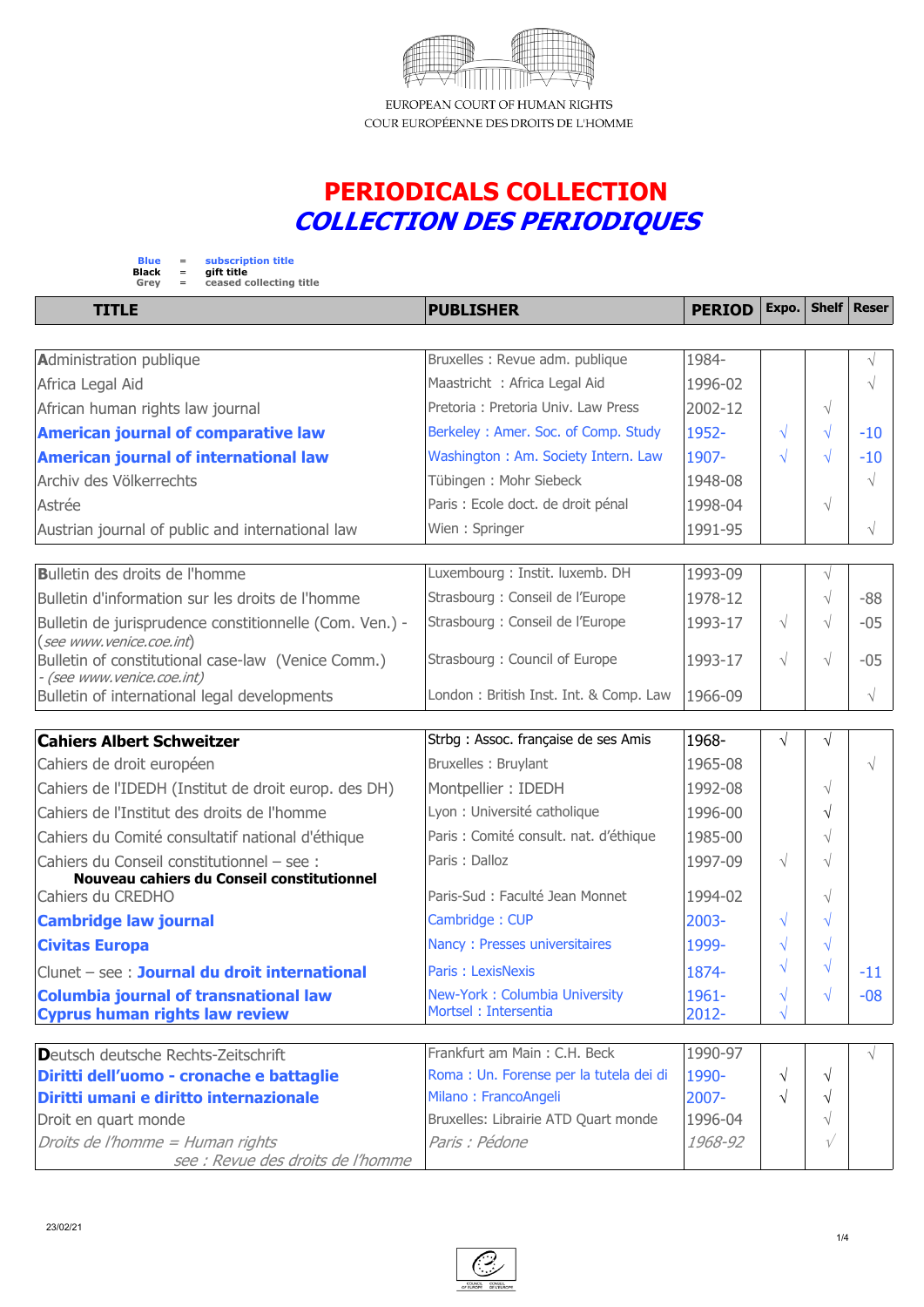EUROPEAN COURT OF HUMAN RIGHTS
COUR EUROPÉENNE DES DROITS DE L'HOMME

# PERIODICALS COLLECTION
## *COLLECTION DES PERIODIQUES*

**Blue** = **subscription title**
**Black** = **gift title**
**Grey** = ceased collecting title

| TITLE | PUBLISHER | PERIOD | Expo. | Shelf | Reser |
|---|---|---|---|---|---|
| **A**dministration publique | Bruxelles : Revue adm. publique | 1984- | | | √ |
| Africa Legal Aid | Maastricht : Africa Legal Aid | 1996-02 | | | √ |
| African human rights law journal | Pretoria : Pretoria Univ. Law Press | 2002-12 | | √ | |
| **American journal of comparative law** | Berkeley : Amer. Soc. of Comp. Study | 1952- | √ | √ | -10 |
| **American journal of international law** | Washington : Am. Society Intern. Law | 1907- | √ | √ | -10 |
| Archiv des Völkerrechts | Tübingen : Mohr Siebeck | 1948-08 | | | √ |
| Astrée | Paris : Ecole doct. de droit pénal | 1998-04 | | √ | |
| Austrian journal of public and international law | Wien : Springer | 1991-95 | | | √ |
| **B**ulletin des droits de l'homme | Luxembourg : Instit. luxemb. DH | 1993-09 | | √ | |
| Bulletin d'information sur les droits de l'homme | Strasbourg : Conseil de l'Europe | 1978-12 | | √ | -88 |
| Bulletin de jurisprudence constitutionnelle (Com. Ven.) - (*see www.venice.coe.int*) | Strasbourg : Conseil de l'Europe | 1993-17 | √ | √ | -05 |
| Bulletin of constitutional case-law (Venice Comm.) - *(see www.venice.coe.int)* | Strasbourg : Council of Europe | 1993-17 | √ | √ | -05 |
| Bulletin of international legal developments | London : British Inst. Int. & Comp. Law | 1966-09 | | | √ |
| **Cahiers Albert Schweitzer** | Strbg : Assoc. française de ses Amis | 1968- | √ | √ | |
| Cahiers de droit européen | Bruxelles : Bruylant | 1965-08 | | | √ |
| Cahiers de l'IDEDH (Institut de droit europ. des DH) | Montpellier : IDEDH | 1992-08 | | √ | |
| Cahiers de l'Institut des droits de l'homme | Lyon : Université catholique | 1996-00 | | √ | |
| Cahiers du Comité consultatif national d'éthique | Paris : Comité consult. nat. d'éthique | 1985-00 | | √ | |
| Cahiers du Conseil constitutionnel – see : **Nouveau cahiers du Conseil constitutionnel** | Paris : Dalloz | 1997-09 | √ | √ | |
| Cahiers du CREDHO | Paris-Sud : Faculté Jean Monnet | 1994-02 | | √ | |
| **Cambridge law journal** | Cambridge : CUP | 2003- | √ | √ | |
| **Civitas Europa** | Nancy : Presses universitaires | 1999- | √ | √ | |
| Clunet – see : **Journal du droit international** | Paris : LexisNexis | 1874- | √ | √ | -11 |
| **Columbia journal of transnational law** | New-York : Columbia University | 1961- | √ | √ | -08 |
| **Cyprus human rights law review** | Mortsel : Intersentia | 2012- | √ | | |
| **D**eutsch deutsche Rechts-Zeitschrift | Frankfurt am Main : C.H. Beck | 1990-97 | | | √ |
| **Diritti dell'uomo - cronache e battaglie** | Roma : Un. Forense per la tutela dei di | 1990- | √ | √ | |
| **Diritti umani e diritto internazionale** | Milano : FrancoAngeli | 2007- | √ | √ | |
| Droit en quart monde | Bruxelles: Librairie ATD Quart monde | 1996-04 | | √ | |
| *Droits de l'homme = Human rights see : Revue des droits de l'homme* | *Paris : Pédone* | *1968-92* | | √ | |

23/02/21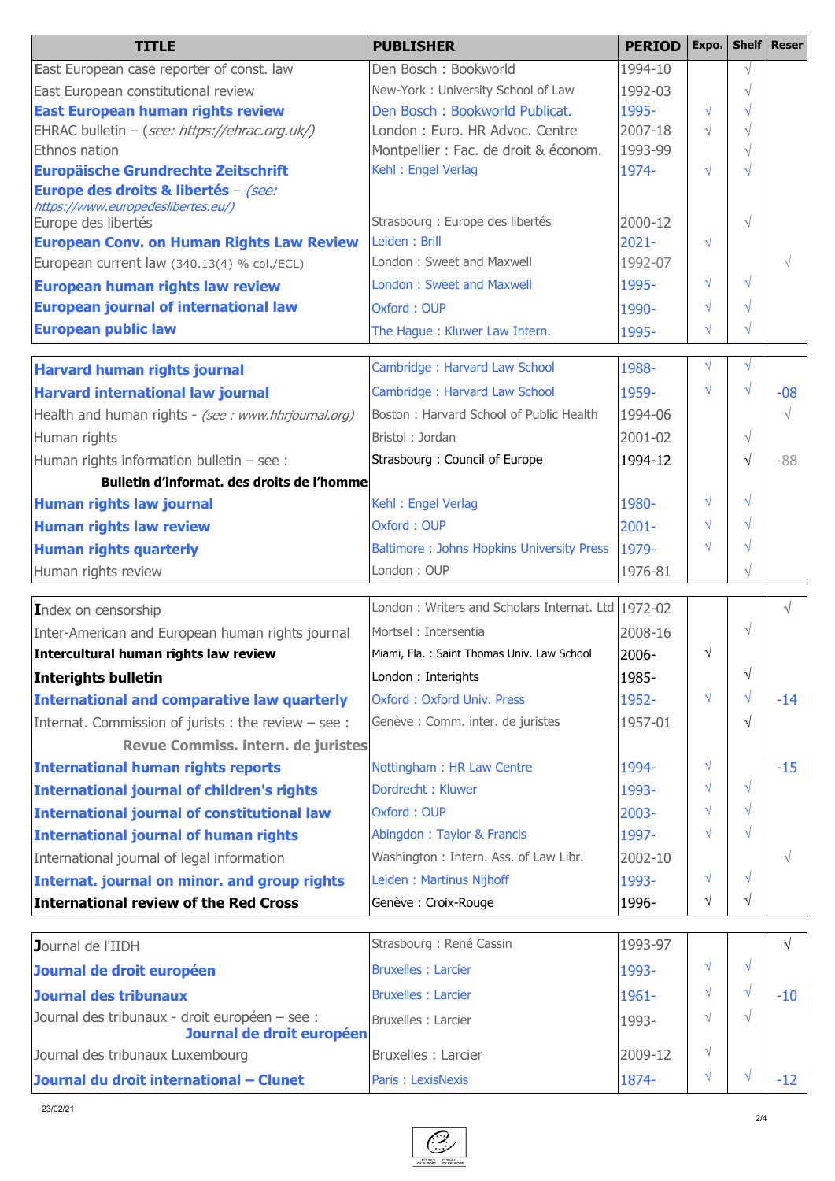| TITLE | PUBLISHER | PERIOD | Expo. | Shelf | Reser |
|---|---|---|---|---|---|
| East European case reporter of const. law | Den Bosch : Bookworld | 1994-10 | | √ | |
| East European constitutional review | New-York : University School of Law | 1992-03 | | √ | |
| **East European human rights review** | Den Bosch : Bookworld Publicat. | 1995- | √ | √ | |
| EHRAC bulletin – (*see: https://ehrac.org.uk/)* | London : Euro. HR Advoc. Centre | 2007-18 | √ | √ | |
| Ethnos nation | Montpellier : Fac. de droit & économ. | 1993-99 | | √ | |
| **Europäische Grundrechte Zeitschrift** | Kehl : Engel Verlag | 1974- | √ | √ | |
| **Europe des droits & libertés** – *(see: https://www.europedeslibertes.eu/)* | | | | | |
| Europe des libertés | Strasbourg : Europe des libertés | 2000-12 | | √ | |
| **European Conv. on Human Rights Law Review** | Leiden : Brill | 2021- | √ | | |
| European current law (340.13(4) % col./ECL) | London : Sweet and Maxwell | 1992-07 | | | √ |
| **European human rights law review** | London : Sweet and Maxwell | 1995- | √ | √ | |
| **European journal of international law** | Oxford : OUP | 1990- | √ | √ | |
| **European public law** | The Hague : Kluwer Law Intern. | 1995- | √ | √ | |
| **Harvard human rights journal** | Cambridge : Harvard Law School | 1988- | √ | √ | |
| **Harvard international law journal** | Cambridge : Harvard Law School | 1959- | √ | √ | -08 |
| Health and human rights - *(see : www.hhrjournal.org)* | Boston : Harvard School of Public Health | 1994-06 | | | √ |
| Human rights | Bristol : Jordan | 2001-02 | | √ | |
| Human rights information bulletin – see : **Bulletin d'informat. des droits de l'homme** | Strasbourg : Council of Europe | 1994-12 | | √ | -88 |
| **Human rights law journal** | Kehl : Engel Verlag | 1980- | √ | √ | |
| **Human rights law review** | Oxford : OUP | 2001- | √ | √ | |
| **Human rights quarterly** | Baltimore : Johns Hopkins University Press | 1979- | √ | √ | |
| Human rights review | London : OUP | 1976-81 | | √ | |
| Index on censorship | London : Writers and Scholars Internat. Ltd | 1972-02 | | | √ |
| Inter-American and European human rights journal | Mortsel : Intersentia | 2008-16 | | √ | |
| **Intercultural human rights law review** | Miami, Fla. : Saint Thomas Univ. Law School | 2006- | √ | | |
| **Interights bulletin** | London : Interights | 1985- | | √ | |
| **International and comparative law quarterly** | Oxford : Oxford Univ. Press | 1952- | √ | √ | -14 |
| Internat. Commission of jurists : the review – see : **Revue Commiss. intern. de juristes** | Genève : Comm. inter. de juristes | 1957-01 | | √ | |
| **International human rights reports** | Nottingham : HR Law Centre | 1994- | √ | | -15 |
| **International journal of children's rights** | Dordrecht : Kluwer | 1993- | √ | √ | |
| **International journal of constitutional law** | Oxford : OUP | 2003- | √ | √ | |
| **International journal of human rights** | Abingdon : Taylor & Francis | 1997- | √ | √ | |
| International journal of legal information | Washington : Intern. Ass. of Law Libr. | 2002-10 | | | √ |
| **Internat. journal on minor. and group rights** | Leiden : Martinus Nijhoff | 1993- | √ | √ | |
| **International review of the Red Cross** | Genève : Croix-Rouge | 1996- | √ | √ | |
| Journal de l'IIDH | Strasbourg : René Cassin | 1993-97 | | | √ |
| **Journal de droit européen** | Bruxelles : Larcier | 1993- | √ | √ | |
| **Journal des tribunaux** | Bruxelles : Larcier | 1961- | √ | √ | -10 |
| Journal des tribunaux - droit européen – see : **Journal de droit européen** | Bruxelles : Larcier | 1993- | √ | √ | |
| Journal des tribunaux Luxembourg | Bruxelles : Larcier | 2009-12 | √ | | |
| **Journal du droit international – Clunet** | Paris : LexisNexis | 1874- | √ | √ | -12 |

23/02/21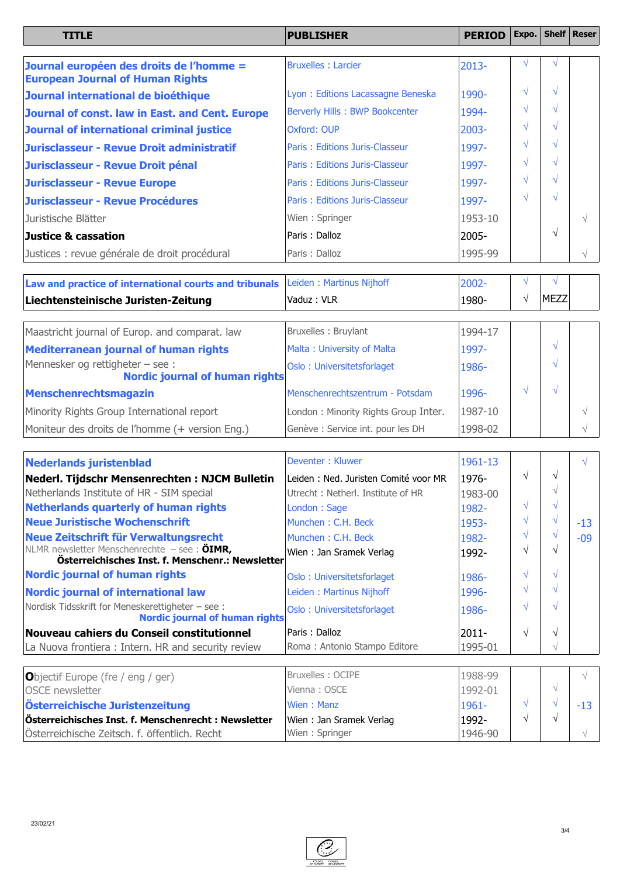| TITLE | PUBLISHER | PERIOD | Expo. | Shelf | Reser |
|---|---|---|---|---|---|
| **Journal européen des droits de l'homme = European Journal of Human Rights** | Bruxelles : Larcier | 2013- | √ | √ | |
| **Journal international de bioéthique** | Lyon : Editions Lacassagne Beneska | 1990- | √ | √ | |
| **Journal of const. law in East. and Cent. Europe** | Berverly Hills : BWP Bookcenter | 1994- | √ | √ | |
| **Journal of international criminal justice** | Oxford: OUP | 2003- | √ | √ | |
| **Jurisclasseur - Revue Droit administratif** | Paris : Editions Juris-Classeur | 1997- | √ | √ | |
| **Jurisclasseur - Revue Droit pénal** | Paris : Editions Juris-Classeur | 1997- | √ | √ | |
| **Jurisclasseur - Revue Europe** | Paris : Editions Juris-Classeur | 1997- | √ | √ | |
| **Jurisclasseur - Revue Procédures** | Paris : Editions Juris-Classeur | 1997- | √ | √ | |
| Juristische Blätter | Wien : Springer | 1953-10 | | | √ |
| **Justice & cassation** | Paris : Dalloz | 2005- | | √ | |
| Justices : revue générale de droit procédural | Paris : Dalloz | 1995-99 | | | √ |
| **Law and practice of international courts and tribunals** | Leiden : Martinus Nijhoff | 2002- | √ | √ | |
| **Liechtensteinische Juristen-Zeitung** | Vaduz : VLR | 1980- | √ | MEZZ | |
| Maastricht journal of Europ. and comparat. law | Bruxelles : Bruylant | 1994-17 | | | |
| **Mediterranean journal of human rights** | Malta : University of Malta | 1997- | | √ | |
| Mennesker og rettigheter – see : **Nordic journal of human rights** | Oslo : Universitetsforlaget | 1986- | | √ | |
| **Menschenrechtsmagazin** | Menschenrechtszentrum - Potsdam | 1996- | √ | √ | |
| Minority Rights Group International report | London : Minority Rights Group Inter. | 1987-10 | | | √ |
| Moniteur des droits de l'homme (+ version Eng.) | Genève : Service int. pour les DH | 1998-02 | | | √ |
| **Nederlands juristenblad** | Deventer : Kluwer | 1961-13 | | | √ |
| **Nederl. Tijdschr Mensenrechten : NJCM Bulletin** | Leiden : Ned. Juristen Comité voor MR | 1976- | √ | √ | |
| Netherlands Institute of HR - SIM special | Utrecht : Netherl. Institute of HR | 1983-00 | | √ | |
| **Netherlands quarterly of human rights** | London : Sage | 1982- | √ | √ | |
| **Neue Juristische Wochenschrift** | Munchen : C.H. Beck | 1953- | √ | √ | -13 |
| **Neue Zeitschrift für Verwaltungsrecht** | Munchen : C.H. Beck | 1982- | √ | √ | -09 |
| NLMR newsletter Menschenrechte – see : **ÖIMR, Österreichisches Inst. f. Menschenr.: Newsletter** | Wien : Jan Sramek Verlag | 1992- | √ | √ | |
| **Nordic journal of human rights** | Oslo : Universitetsforlaget | 1986- | √ | √ | |
| **Nordic journal of international law** | Leiden : Martinus Nijhoff | 1996- | √ | √ | |
| Nordisk Tidsskrift for Meneskerettigheter – see : **Nordic journal of human rights** | Oslo : Universitetsforlaget | 1986- | √ | √ | |
| **Nouveau cahiers du Conseil constitutionnel** | Paris : Dalloz | 2011- | √ | √ | |
| La Nuova frontiera : Intern. HR and security review | Roma : Antonio Stampo Editore | 1995-01 | | √ | |
| **O**bjectif Europe (fre / eng / ger) | Bruxelles : OCIPE | 1988-99 | | | √ |
| OSCE newsletter | Vienna : OSCE | 1992-01 | | √ | |
| **Österreichische Juristenzeitung** | Wien : Manz | 1961- | √ | √ | -13 |
| **Österreichisches Inst. f. Menschenrecht : Newsletter** | Wien : Jan Sramek Verlag | 1992- | √ | √ | |
| Österreichische Zeitsch. f. öffentlich. Recht | Wien : Springer | 1946-90 | | | √ |

23/02/21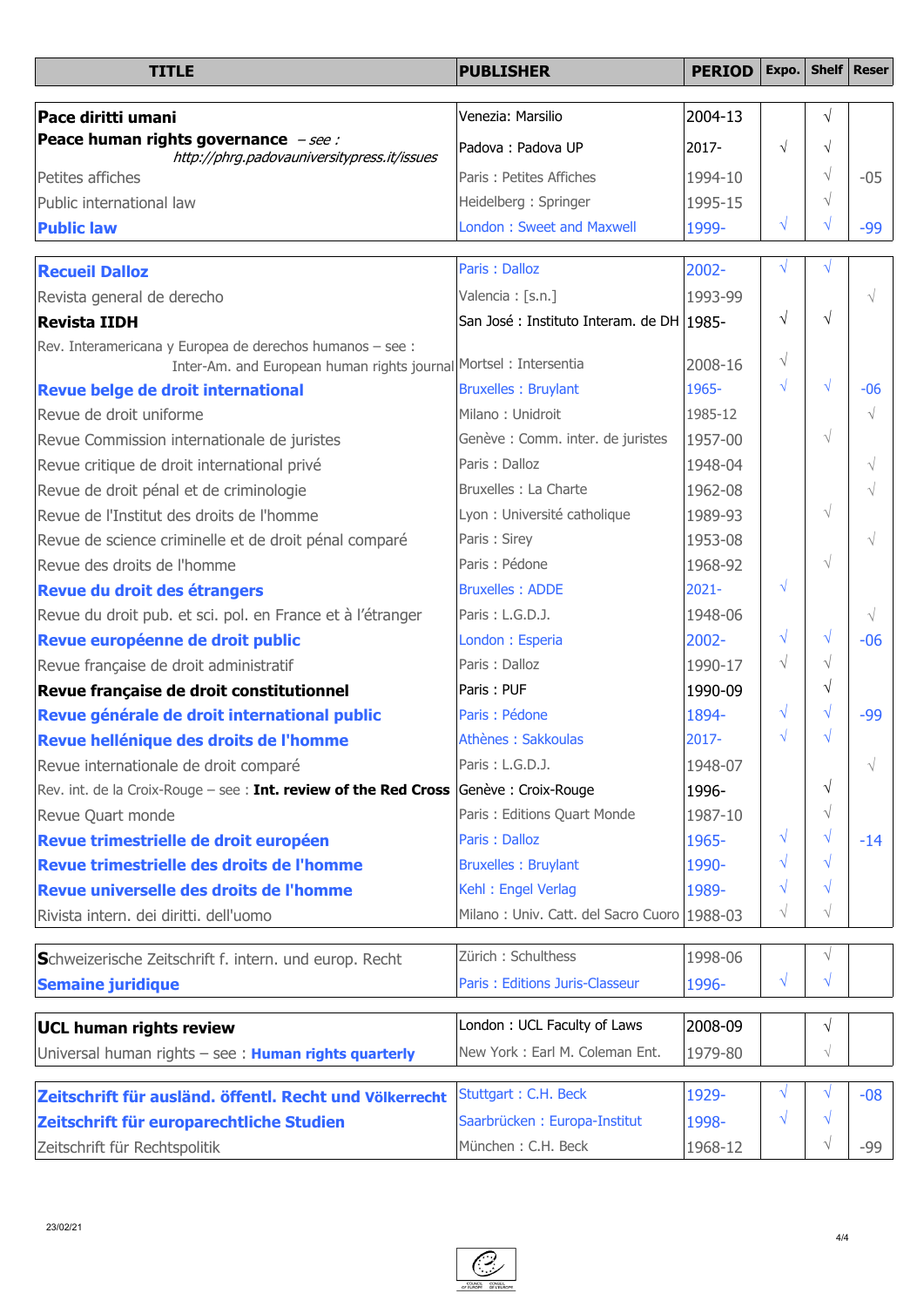| TITLE | PUBLISHER | PERIOD | Expo. | Shelf | Reser |
|---|---|---|---|---|---|
| **Pace diritti umani** | Venezia: Marsilio | 2004-13 | | √ | |
| **Peace human rights governance** – *see : http://phrg.padovauniversitypress.it/issues* | Padova : Padova UP | 2017- | √ | √ | |
| Petites affiches | Paris : Petites Affiches | 1994-10 | | √ | -05 |
| Public international law | Heidelberg : Springer | 1995-15 | | √ | |
| **Public law** | London : Sweet and Maxwell | 1999- | √ | √ | -99 |
| **Recueil Dalloz** | Paris : Dalloz | 2002- | √ | √ | |
| Revista general de derecho | Valencia : [s.n.] | 1993-99 | | | √ |
| **Revista IIDH** | San José : Instituto Interam. de DH | 1985- | √ | √ | |
| Rev. Interamericana y Europea de derechos humanos – see : Inter-Am. and European human rights journal | Mortsel : Intersentia | 2008-16 | √ | | |
| **Revue belge de droit international** | Bruxelles : Bruylant | 1965- | √ | √ | -06 |
| Revue de droit uniforme | Milano : Unidroit | 1985-12 | | | √ |
| Revue Commission internationale de juristes | Genève : Comm. inter. de juristes | 1957-00 | | √ | |
| Revue critique de droit international privé | Paris : Dalloz | 1948-04 | | | √ |
| Revue de droit pénal et de criminologie | Bruxelles : La Charte | 1962-08 | | | √ |
| Revue de l'Institut des droits de l'homme | Lyon : Université catholique | 1989-93 | | √ | |
| Revue de science criminelle et de droit pénal comparé | Paris : Sirey | 1953-08 | | | √ |
| Revue des droits de l'homme | Paris : Pédone | 1968-92 | | √ | |
| **Revue du droit des étrangers** | Bruxelles : ADDE | 2021- | √ | | |
| Revue du droit pub. et sci. pol. en France et à l'étranger | Paris : L.G.D.J. | 1948-06 | | | √ |
| **Revue européenne de droit public** | London : Esperia | 2002- | √ | √ | -06 |
| Revue française de droit administratif | Paris : Dalloz | 1990-17 | √ | √ | |
| **Revue française de droit constitutionnel** | Paris : PUF | 1990-09 | | √ | |
| **Revue générale de droit international public** | Paris : Pédone | 1894- | √ | √ | -99 |
| **Revue hellénique des droits de l'homme** | Athènes : Sakkoulas | 2017- | √ | √ | |
| Revue internationale de droit comparé | Paris : L.G.D.J. | 1948-07 | | | √ |
| Rev. int. de la Croix-Rouge – see : **Int. review of the Red Cross** | Genève : Croix-Rouge | 1996- | | √ | |
| Revue Quart monde | Paris : Editions Quart Monde | 1987-10 | | √ | |
| **Revue trimestrielle de droit européen** | Paris : Dalloz | 1965- | √ | √ | -14 |
| **Revue trimestrielle des droits de l'homme** | Bruxelles : Bruylant | 1990- | √ | √ | |
| **Revue universelle des droits de l'homme** | Kehl : Engel Verlag | 1989- | √ | √ | |
| Rivista intern. dei diritti. dell'uomo | Milano : Univ. Catt. del Sacro Cuoro | 1988-03 | √ | √ | |
| Schweizerische Zeitschrift f. intern. und europ. Recht | Zürich : Schulthess | 1998-06 | | √ | |
| **Semaine juridique** | Paris : Editions Juris-Classeur | 1996- | √ | √ | |
| **UCL human rights review** | London : UCL Faculty of Laws | 2008-09 | | √ | |
| Universal human rights – see : **Human rights quarterly** | New York : Earl M. Coleman Ent. | 1979-80 | | √ | |
| **Zeitschrift für ausländ. öffentl. Recht und Völkerrecht** | Stuttgart : C.H. Beck | 1929- | √ | √ | -08 |
| **Zeitschrift für europarechtliche Studien** | Saarbrücken : Europa-Institut | 1998- | √ | √ | |
| Zeitschrift für Rechtspolitik | München : C.H. Beck | 1968-12 | | √ | -99 |

23/02/21